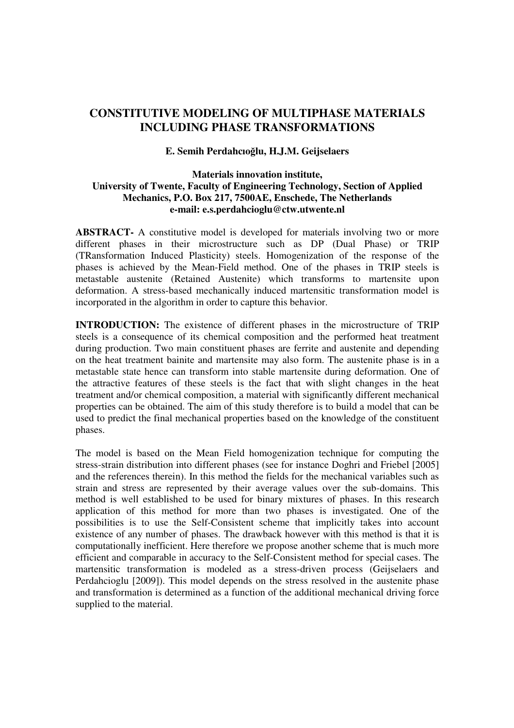# CONSTITUTIVE MODELING OF MULTIPHASE MATERIALS INCLUDING PHASE TRANSFORMATIONS

**E. Semih Perdahcıoğlu, H.J.M. Geijselaers**

**Materials innovation institute,**
**University of Twente, Faculty of Engineering Technology, Section of Applied Mechanics, P.O. Box 217, 7500AE, Enschede, The Netherlands**
**e-mail: e.s.perdahcioglu@ctw.utwente.nl**

**ABSTRACT-** A constitutive model is developed for materials involving two or more different phases in their microstructure such as DP (Dual Phase) or TRIP (TRansformation Induced Plasticity) steels. Homogenization of the response of the phases is achieved by the Mean-Field method. One of the phases in TRIP steels is metastable austenite (Retained Austenite) which transforms to martensite upon deformation. A stress-based mechanically induced martensitic transformation model is incorporated in the algorithm in order to capture this behavior.

**INTRODUCTION:** The existence of different phases in the microstructure of TRIP steels is a consequence of its chemical composition and the performed heat treatment during production. Two main constituent phases are ferrite and austenite and depending on the heat treatment bainite and martensite may also form. The austenite phase is in a metastable state hence can transform into stable martensite during deformation. One of the attractive features of these steels is the fact that with slight changes in the heat treatment and/or chemical composition, a material with significantly different mechanical properties can be obtained. The aim of this study therefore is to build a model that can be used to predict the final mechanical properties based on the knowledge of the constituent phases.

The model is based on the Mean Field homogenization technique for computing the stress-strain distribution into different phases (see for instance Doghri and Friebel [2005] and the references therein). In this method the fields for the mechanical variables such as strain and stress are represented by their average values over the sub-domains. This method is well established to be used for binary mixtures of phases. In this research application of this method for more than two phases is investigated. One of the possibilities is to use the Self-Consistent scheme that implicitly takes into account existence of any number of phases. The drawback however with this method is that it is computationally inefficient. Here therefore we propose another scheme that is much more efficient and comparable in accuracy to the Self-Consistent method for special cases. The martensitic transformation is modeled as a stress-driven process (Geijselaers and Perdahcioglu [2009]). This model depends on the stress resolved in the austenite phase and transformation is determined as a function of the additional mechanical driving force supplied to the material.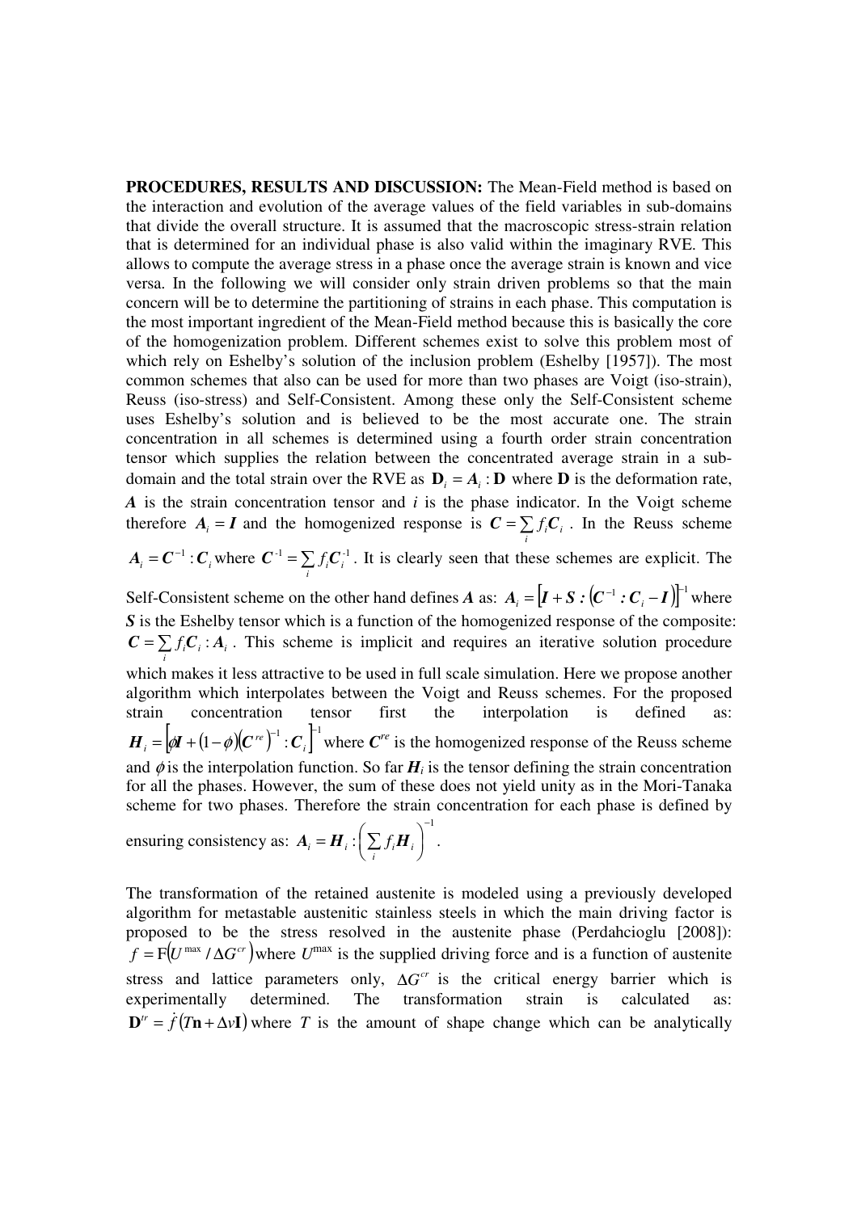**PROCEDURES, RESULTS AND DISCUSSION:** The Mean-Field method is based on the interaction and evolution of the average values of the field variables in sub-domains that divide the overall structure. It is assumed that the macroscopic stress-strain relation that is determined for an individual phase is also valid within the imaginary RVE. This allows to compute the average stress in a phase once the average strain is known and vice versa. In the following we will consider only strain driven problems so that the main concern will be to determine the partitioning of strains in each phase. This computation is the most important ingredient of the Mean-Field method because this is basically the core of the homogenization problem. Different schemes exist to solve this problem most of which rely on Eshelby's solution of the inclusion problem (Eshelby [1957]). The most common schemes that also can be used for more than two phases are Voigt (iso-strain), Reuss (iso-stress) and Self-Consistent. Among these only the Self-Consistent scheme uses Eshelby's solution and is believed to be the most accurate one. The strain concentration in all schemes is determined using a fourth order strain concentration tensor which supplies the relation between the concentrated average strain in a sub-domain and the total strain over the RVE as $\mathbf{D}_i = \boldsymbol{A}_i : \mathbf{D}$ where $\mathbf{D}$ is the deformation rate, $\boldsymbol{A}$ is the strain concentration tensor and $i$ is the phase indicator. In the Voigt scheme therefore $\boldsymbol{A}_i = \boldsymbol{I}$ and the homogenized response is $\boldsymbol{C} = \sum_i f_i \boldsymbol{C}_i$. In the Reuss scheme $\boldsymbol{A}_i = \boldsymbol{C}^{-1} : \boldsymbol{C}_i$ where $\boldsymbol{C}^{-1} = \sum_i f_i \boldsymbol{C}_i^{-1}$. It is clearly seen that these schemes are explicit. The Self-Consistent scheme on the other hand defines $\boldsymbol{A}$ as: $\boldsymbol{A}_i = \left[\boldsymbol{I} + \boldsymbol{S} : \left(\boldsymbol{C}^{-1} : \boldsymbol{C}_i - \boldsymbol{I}\right)\right]^{-1}$ where $\boldsymbol{S}$ is the Eshelby tensor which is a function of the homogenized response of the composite: $\boldsymbol{C} = \sum_i f_i \boldsymbol{C}_i : \boldsymbol{A}_i$. This scheme is implicit and requires an iterative solution procedure which makes it less attractive to be used in full scale simulation. Here we propose another algorithm which interpolates between the Voigt and Reuss schemes. For the proposed strain concentration tensor first the interpolation is defined as: $\boldsymbol{H}_i = \left[\phi \boldsymbol{I} + (1-\phi)\left(\boldsymbol{C}^{re}\right)^{-1} : \boldsymbol{C}_i\right]^{-1}$ where $\boldsymbol{C}^{re}$ is the homogenized response of the Reuss scheme and $\phi$ is the interpolation function. So far $\boldsymbol{H}_i$ is the tensor defining the strain concentration for all the phases. However, the sum of these does not yield unity as in the Mori-Tanaka scheme for two phases. Therefore the strain concentration for each phase is defined by ensuring consistency as: $\boldsymbol{A}_i = \boldsymbol{H}_i : \left(\sum_i f_i \boldsymbol{H}_i\right)^{-1}$.

The transformation of the retained austenite is modeled using a previously developed algorithm for metastable austenitic stainless steels in which the main driving factor is proposed to be the stress resolved in the austenite phase (Perdahcioglu [2008]): $f = \mathrm{F}\left(U^{\max} / \Delta G^{cr}\right)$ where $U^{\max}$ is the supplied driving force and is a function of austenite stress and lattice parameters only, $\Delta G^{cr}$ is the critical energy barrier which is experimentally determined. The transformation strain is calculated as: $\mathbf{D}^{tr} = \dot{f}\left(T\mathbf{n} + \Delta v \mathbf{I}\right)$ where $T$ is the amount of shape change which can be analytically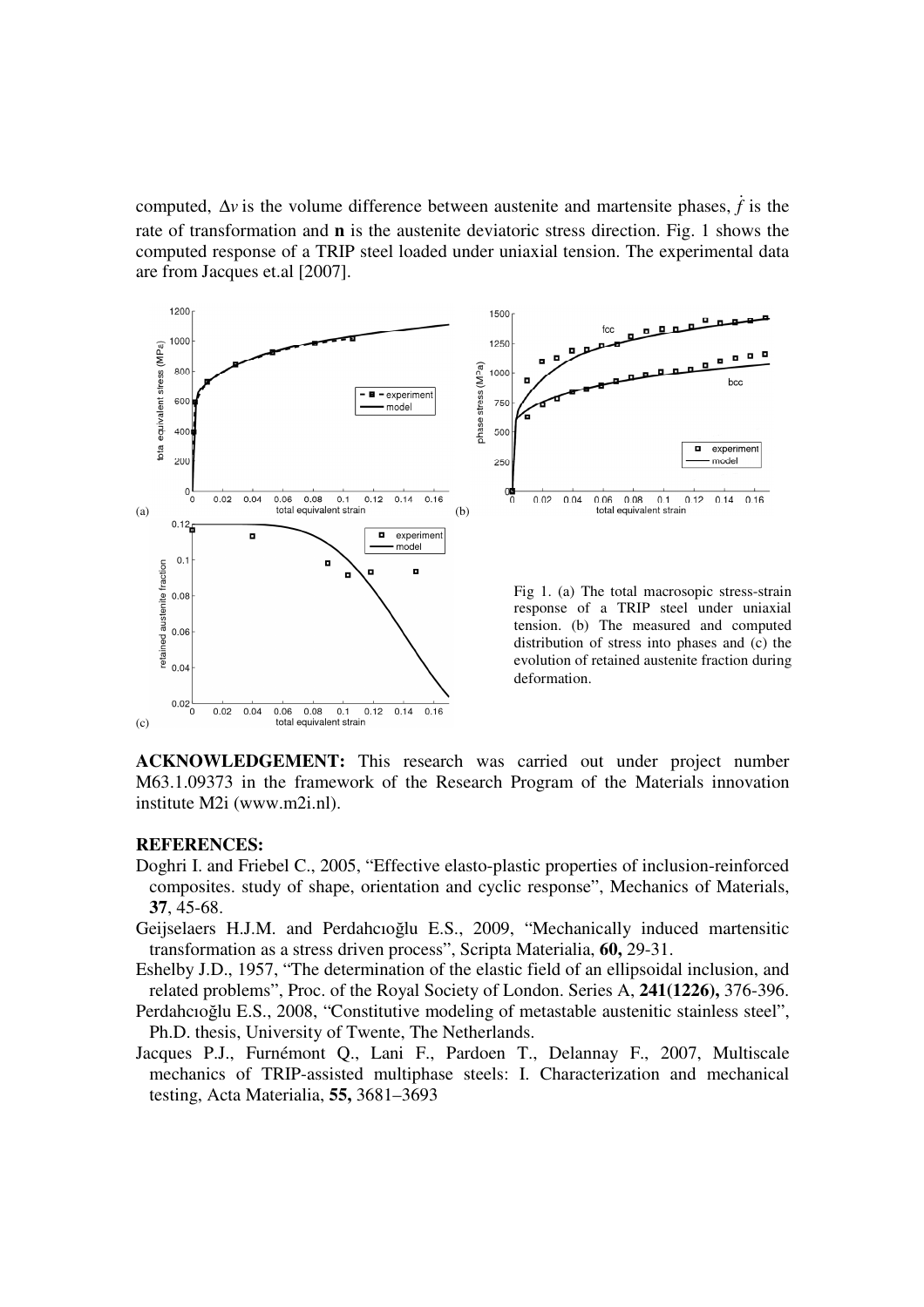computed, $\Delta v$ is the volume difference between austenite and martensite phases, $\dot{f}$ is the rate of transformation and $\mathbf{n}$ is the austenite deviatoric stress direction. Fig. 1 shows the computed response of a TRIP steel loaded under uniaxial tension. The experimental data are from Jacques et.al [2007].

(a)
tota equivalent stress (MPa)
1200
1000
800
600
400
200
0
0 0.02 0.04 0.06 0.08 0.1 0.12 0.14 0.16
total equivalent strain
experiment
model

(b)
phase stress (MPa)
1500
1250
1000
750
500
250
0
0 0.02 0.04 0.06 0.08 0.1 0.12 0.14 0.16
total equivalent strain
fcc
bcc
experiment
model

(c)
retained austenite fraction
0.12
0.1
0.08
0.06
0.04
0.02
0 0.02 0.04 0.06 0.08 0.1 0.12 0.14 0.16
total equivalent strain
experiment
model

Fig 1. (a) The total macrosopic stress-strain response of a TRIP steel under uniaxial tension. (b) The measured and computed distribution of stress into phases and (c) the evolution of retained austenite fraction during deformation.

**ACKNOWLEDGEMENT:** This research was carried out under project number M63.1.09373 in the framework of the Research Program of the Materials innovation institute M2i (www.m2i.nl).

**REFERENCES:**

Doghri I. and Friebel C., 2005, "Effective elasto-plastic properties of inclusion-reinforced composites. study of shape, orientation and cyclic response", Mechanics of Materials, **37**, 45-68.

Geijselaers H.J.M. and Perdahcıoğlu E.S., 2009, "Mechanically induced martensitic transformation as a stress driven process", Scripta Materialia, **60,** 29-31.

Eshelby J.D., 1957, "The determination of the elastic field of an ellipsoidal inclusion, and related problems", Proc. of the Royal Society of London. Series A, **241(1226),** 376-396.

Perdahcıoğlu E.S., 2008, "Constitutive modeling of metastable austenitic stainless steel", Ph.D. thesis, University of Twente, The Netherlands.

Jacques P.J., Furnémont Q., Lani F., Pardoen T., Delannay F., 2007, Multiscale mechanics of TRIP-assisted multiphase steels: I. Characterization and mechanical testing, Acta Materialia, **55,** 3681–3693